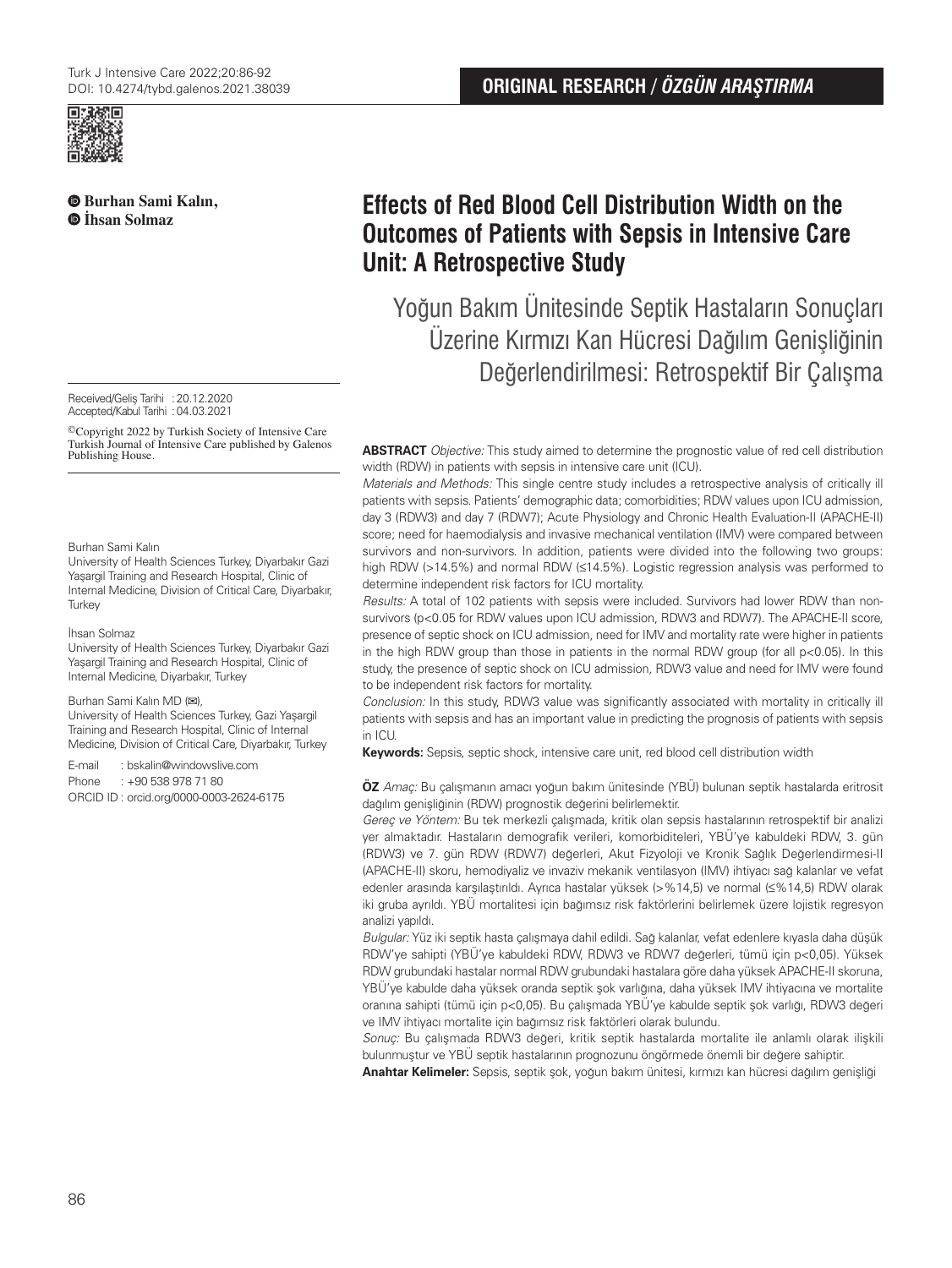ORIGINAL RESEARCH / *ÖZGÜN ARAŞTIRMA*

**Burhan Sami Kalın,**
**İhsan Solmaz**

# Effects of Red Blood Cell Distribution Width on the Outcomes of Patients with Sepsis in Intensive Care Unit: A Retrospective Study

## Yoğun Bakım Ünitesinde Septik Hastaların Sonuçları Üzerine Kırmızı Kan Hücresi Dağılım Genişliğinin Değerlendirilmesi: Retrospektif Bir Çalışma

Received/Geliş Tarihi : 20.12.2020
Accepted/Kabul Tarihi : 04.03.2021

©Copyright 2022 by Turkish Society of Intensive Care Turkish Journal of Intensive Care published by Galenos Publishing House.

Burhan Sami Kalın
University of Health Sciences Turkey, Diyarbakır Gazi Yaşargil Training and Research Hospital, Clinic of Internal Medicine, Division of Critical Care, Diyarbakır, Turkey

İhsan Solmaz
University of Health Sciences Turkey, Diyarbakır Gazi Yaşargil Training and Research Hospital, Clinic of Internal Medicine, Diyarbakır, Turkey

Burhan Sami Kalın MD (✉),
University of Health Sciences Turkey, Gazi Yaşargil Training and Research Hospital, Clinic of Internal Medicine, Division of Critical Care, Diyarbakır, Turkey

E-mail : bskalin@windowslive.com
Phone : +90 538 978 71 80
ORCID ID : orcid.org/0000-0003-2624-6175

**ABSTRACT** *Objective:* This study aimed to determine the prognostic value of red cell distribution width (RDW) in patients with sepsis in intensive care unit (ICU).

*Materials and Methods:* This single centre study includes a retrospective analysis of critically ill patients with sepsis. Patients' demographic data; comorbidities; RDW values upon ICU admission, day 3 (RDW3) and day 7 (RDW7); Acute Physiology and Chronic Health Evaluation-II (APACHE-II) score; need for haemodialysis and invasive mechanical ventilation (IMV) were compared between survivors and non-survivors. In addition, patients were divided into the following two groups: high RDW (>14.5%) and normal RDW (≤14.5%). Logistic regression analysis was performed to determine independent risk factors for ICU mortality.

*Results:* A total of 102 patients with sepsis were included. Survivors had lower RDW than non-survivors ($p<0.05$ for RDW values upon ICU admission, RDW3 and RDW7). The APACHE-II score, presence of septic shock on ICU admission, need for IMV and mortality rate were higher in patients in the high RDW group than those in patients in the normal RDW group (for all $p<0.05$). In this study, the presence of septic shock on ICU admission, RDW3 value and need for IMV were found to be independent risk factors for mortality.

*Conclusion:* In this study, RDW3 value was significantly associated with mortality in critically ill patients with sepsis and has an important value in predicting the prognosis of patients with sepsis in ICU.

**Keywords:** Sepsis, septic shock, intensive care unit, red blood cell distribution width

**ÖZ** *Amaç:* Bu çalışmanın amacı yoğun bakım ünitesinde (YBÜ) bulunan septik hastalarda eritrosit dağılım genişliğinin (RDW) prognostik değerini belirlemektir.

*Gereç ve Yöntem:* Bu tek merkezli çalışmada, kritik olan sepsis hastalarının retrospektif bir analizi yer almaktadır. Hastaların demografik verileri, komorbiditeleri, YBÜ'ye kabuldeki RDW, 3. gün (RDW3) ve 7. gün RDW (RDW7) değerleri, Akut Fizyoloji ve Kronik Sağlık Değerlendirmesi-II (APACHE-II) skoru, hemodiyaliz ve invaziv mekanik ventilasyon (IMV) ihtiyacı sağ kalanlar ve vefat edenler arasında karşılaştırıldı. Ayrıca hastalar yüksek (>%14,5) ve normal (≤%14,5) RDW olarak iki gruba ayrıldı. YBÜ mortalitesi için bağımsız risk faktörlerini belirlemek üzere lojistik regresyon analizi yapıldı.

*Bulgular:* Yüz iki septik hasta çalışmaya dahil edildi. Sağ kalanlar, vefat edenlere kıyasla daha düşük RDW'ye sahipti (YBÜ'ye kabuldeki RDW, RDW3 ve RDW7 değerleri, tümü için $p<0,05$). Yüksek RDW grubundaki hastalar normal RDW grubundaki hastalara göre daha yüksek APACHE-II skoruna, YBÜ'ye kabulde daha yüksek oranda septik şok varlığına, daha yüksek IMV ihtiyacına ve mortalite oranına sahipti (tümü için $p<0,05$). Bu çalışmada YBÜ'ye kabulde septik şok varlığı, RDW3 değeri ve IMV ihtiyacı mortalite için bağımsız risk faktörleri olarak bulundu.

*Sonuç:* Bu çalışmada RDW3 değeri, kritik septik hastalarda mortalite ile anlamlı olarak ilişkili bulunmuştur ve YBÜ septik hastalarının prognozunu öngörmede önemli bir değere sahiptir.

**Anahtar Kelimeler:** Sepsis, septik şok, yoğun bakım ünitesi, kırmızı kan hücresi dağılım genişliği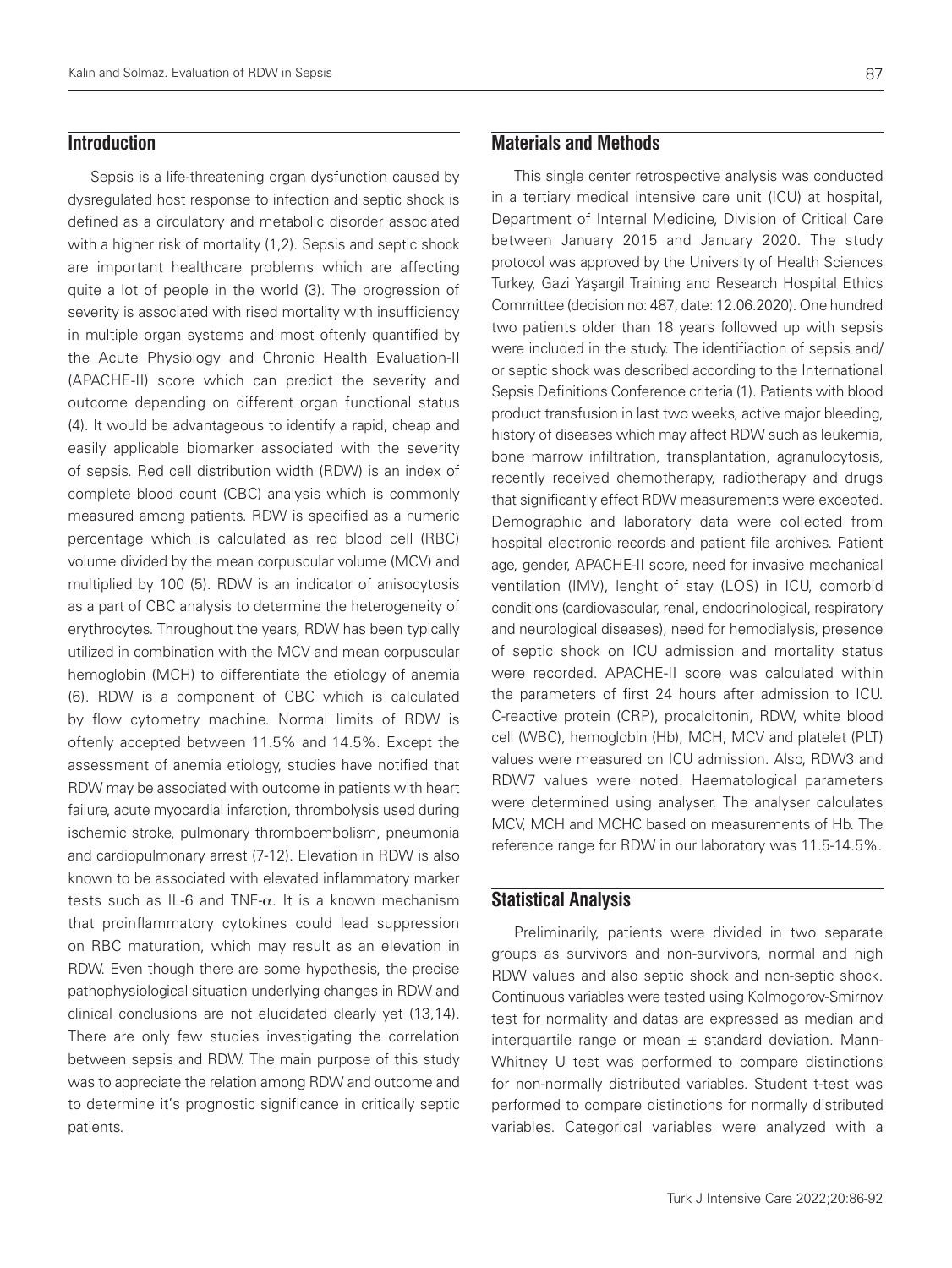## Introduction

Sepsis is a life-threatening organ dysfunction caused by dysregulated host response to infection and septic shock is defined as a circulatory and metabolic disorder associated with a higher risk of mortality (1,2). Sepsis and septic shock are important healthcare problems which are affecting quite a lot of people in the world (3). The progression of severity is associated with rised mortality with insufficiency in multiple organ systems and most oftenly quantified by the Acute Physiology and Chronic Health Evaluation-II (APACHE-II) score which can predict the severity and outcome depending on different organ functional status (4). It would be advantageous to identify a rapid, cheap and easily applicable biomarker associated with the severity of sepsis. Red cell distribution width (RDW) is an index of complete blood count (CBC) analysis which is commonly measured among patients. RDW is specified as a numeric percentage which is calculated as red blood cell (RBC) volume divided by the mean corpuscular volume (MCV) and multiplied by 100 (5). RDW is an indicator of anisocytosis as a part of CBC analysis to determine the heterogeneity of erythrocytes. Throughout the years, RDW has been typically utilized in combination with the MCV and mean corpuscular hemoglobin (MCH) to differentiate the etiology of anemia (6). RDW is a component of CBC which is calculated by flow cytometry machine. Normal limits of RDW is oftenly accepted between 11.5% and 14.5%. Except the assessment of anemia etiology, studies have notified that RDW may be associated with outcome in patients with heart failure, acute myocardial infarction, thrombolysis used during ischemic stroke, pulmonary thromboembolism, pneumonia and cardiopulmonary arrest (7-12). Elevation in RDW is also known to be associated with elevated inflammatory marker tests such as IL-6 and TNF-$\alpha$. It is a known mechanism that proinflammatory cytokines could lead suppression on RBC maturation, which may result as an elevation in RDW. Even though there are some hypothesis, the precise pathophysiological situation underlying changes in RDW and clinical conclusions are not elucidated clearly yet (13,14). There are only few studies investigating the correlation between sepsis and RDW. The main purpose of this study was to appreciate the relation among RDW and outcome and to determine it's prognostic significance in critically septic patients.

## Materials and Methods

This single center retrospective analysis was conducted in a tertiary medical intensive care unit (ICU) at hospital, Department of Internal Medicine, Division of Critical Care between January 2015 and January 2020. The study protocol was approved by the University of Health Sciences Turkey, Gazi Yaşargil Training and Research Hospital Ethics Committee (decision no: 487, date: 12.06.2020). One hundred two patients older than 18 years followed up with sepsis were included in the study. The identifiaction of sepsis and/or septic shock was described according to the International Sepsis Definitions Conference criteria (1). Patients with blood product transfusion in last two weeks, active major bleeding, history of diseases which may affect RDW such as leukemia, bone marrow infiltration, transplantation, agranulocytosis, recently received chemotherapy, radiotherapy and drugs that significantly effect RDW measurements were excepted. Demographic and laboratory data were collected from hospital electronic records and patient file archives. Patient age, gender, APACHE-II score, need for invasive mechanical ventilation (IMV), lenght of stay (LOS) in ICU, comorbid conditions (cardiovascular, renal, endocrinological, respiratory and neurological diseases), need for hemodialysis, presence of septic shock on ICU admission and mortality status were recorded. APACHE-II score was calculated within the parameters of first 24 hours after admission to ICU. C-reactive protein (CRP), procalcitonin, RDW, white blood cell (WBC), hemoglobin (Hb), MCH, MCV and platelet (PLT) values were measured on ICU admission. Also, RDW3 and RDW7 values were noted. Haematological parameters were determined using analyser. The analyser calculates MCV, MCH and MCHC based on measurements of Hb. The reference range for RDW in our laboratory was 11.5-14.5%.

## Statistical Analysis

Preliminarily, patients were divided in two separate groups as survivors and non-survivors, normal and high RDW values and also septic shock and non-septic shock. Continuous variables were tested using Kolmogorov-Smirnov test for normality and datas are expressed as median and interquartile range or mean ± standard deviation. Mann-Whitney U test was performed to compare distinctions for non-normally distributed variables. Student t-test was performed to compare distinctions for normally distributed variables. Categorical variables were analyzed with a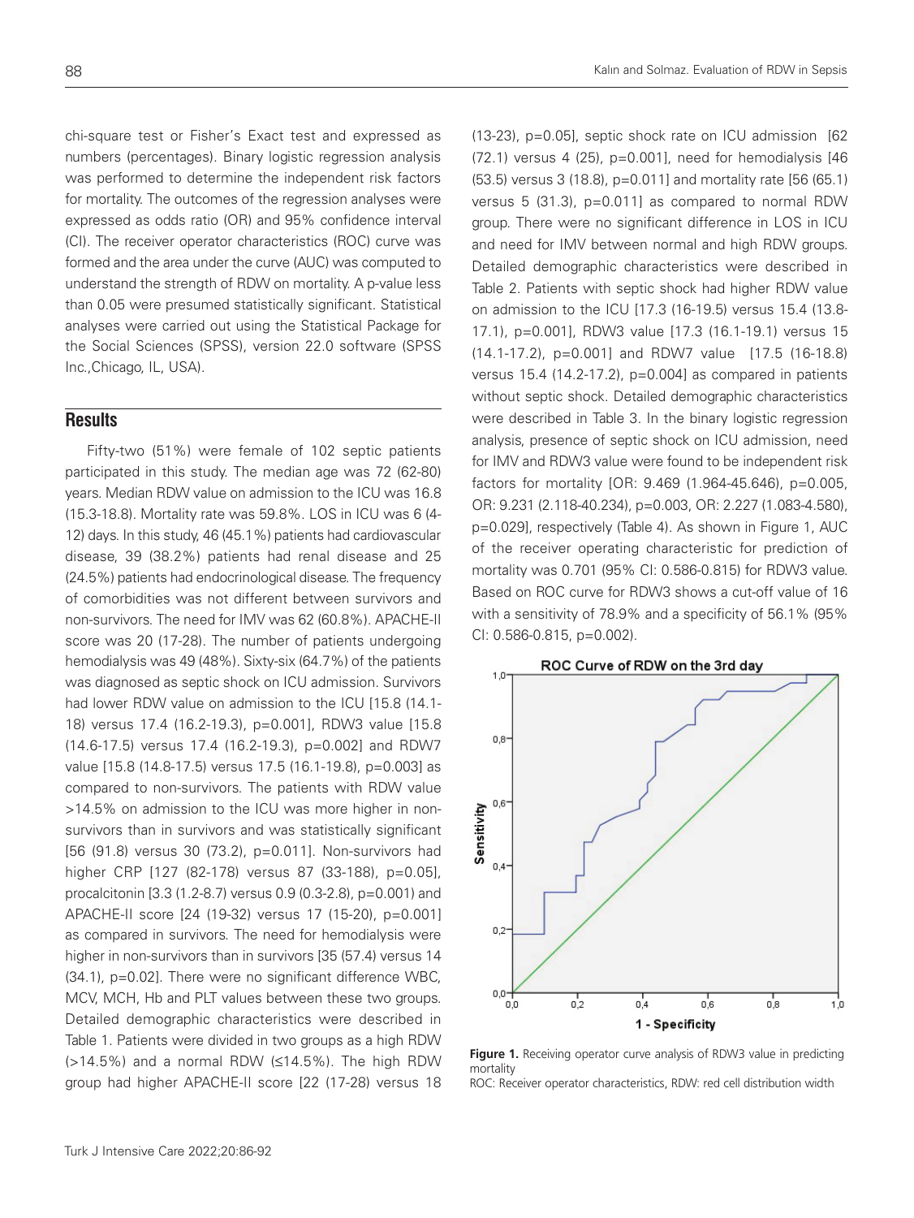chi-square test or Fisher's Exact test and expressed as numbers (percentages). Binary logistic regression analysis was performed to determine the independent risk factors for mortality. The outcomes of the regression analyses were expressed as odds ratio (OR) and 95% confidence interval (CI). The receiver operator characteristics (ROC) curve was formed and the area under the curve (AUC) was computed to understand the strength of RDW on mortality. A p-value less than 0.05 were presumed statistically significant. Statistical analyses were carried out using the Statistical Package for the Social Sciences (SPSS), version 22.0 software (SPSS Inc.,Chicago, IL, USA).

## Results

Fifty-two (51%) were female of 102 septic patients participated in this study. The median age was 72 (62-80) years. Median RDW value on admission to the ICU was 16.8 (15.3-18.8). Mortality rate was 59.8%. LOS in ICU was 6 (4-12) days. In this study, 46 (45.1%) patients had cardiovascular disease, 39 (38.2%) patients had renal disease and 25 (24.5%) patients had endocrinological disease. The frequency of comorbidities was not different between survivors and non-survivors. The need for IMV was 62 (60.8%). APACHE-II score was 20 (17-28). The number of patients undergoing hemodialysis was 49 (48%). Sixty-six (64.7%) of the patients was diagnosed as septic shock on ICU admission. Survivors had lower RDW value on admission to the ICU [15.8 (14.1-18) versus 17.4 (16.2-19.3), p=0.001], RDW3 value [15.8 (14.6-17.5) versus 17.4 (16.2-19.3), p=0.002] and RDW7 value [15.8 (14.8-17.5) versus 17.5 (16.1-19.8), p=0.003] as compared to non-survivors. The patients with RDW value >14.5% on admission to the ICU was more higher in non-survivors than in survivors and was statistically significant [56 (91.8) versus 30 (73.2), p=0.011]. Non-survivors had higher CRP [127 (82-178) versus 87 (33-188), p=0.05], procalcitonin [3.3 (1.2-8.7) versus 0.9 (0.3-2.8), p=0.001) and APACHE-II score [24 (19-32) versus 17 (15-20), p=0.001] as compared in survivors. The need for hemodialysis were higher in non-survivors than in survivors [35 (57.4) versus 14 (34.1), p=0.02]. There were no significant difference WBC, MCV, MCH, Hb and PLT values between these two groups. Detailed demographic characteristics were described in Table 1. Patients were divided in two groups as a high RDW (>14.5%) and a normal RDW (≤14.5%). The high RDW group had higher APACHE-II score [22 (17-28) versus 18 (13-23), p=0.05], septic shock rate on ICU admission [62 (72.1) versus 4 (25), p=0.001], need for hemodialysis [46 (53.5) versus 3 (18.8), p=0.011] and mortality rate [56 (65.1) versus 5 (31.3), p=0.011] as compared to normal RDW group. There were no significant difference in LOS in ICU and need for IMV between normal and high RDW groups. Detailed demographic characteristics were described in Table 2. Patients with septic shock had higher RDW value on admission to the ICU [17.3 (16-19.5) versus 15.4 (13.8-17.1), p=0.001], RDW3 value [17.3 (16.1-19.1) versus 15 (14.1-17.2), p=0.001] and RDW7 value [17.5 (16-18.8) versus 15.4 (14.2-17.2), p=0.004] as compared in patients without septic shock. Detailed demographic characteristics were described in Table 3. In the binary logistic regression analysis, presence of septic shock on ICU admission, need for IMV and RDW3 value were found to be independent risk factors for mortality [OR: 9.469 (1.964-45.646), p=0.005, OR: 9.231 (2.118-40.234), p=0.003, OR: 2.227 (1.083-4.580), p=0.029], respectively (Table 4). As shown in Figure 1, AUC of the receiver operating characteristic for prediction of mortality was 0.701 (95% CI: 0.586-0.815) for RDW3 value. Based on ROC curve for RDW3 shows a cut-off value of 16 with a sensitivity of 78.9% and a specificity of 56.1% (95% CI: 0.586-0.815, p=0.002).

**Figure 1.** Receiving operator curve analysis of RDW3 value in predicting mortality

ROC: Receiver operator characteristics, RDW: red cell distribution width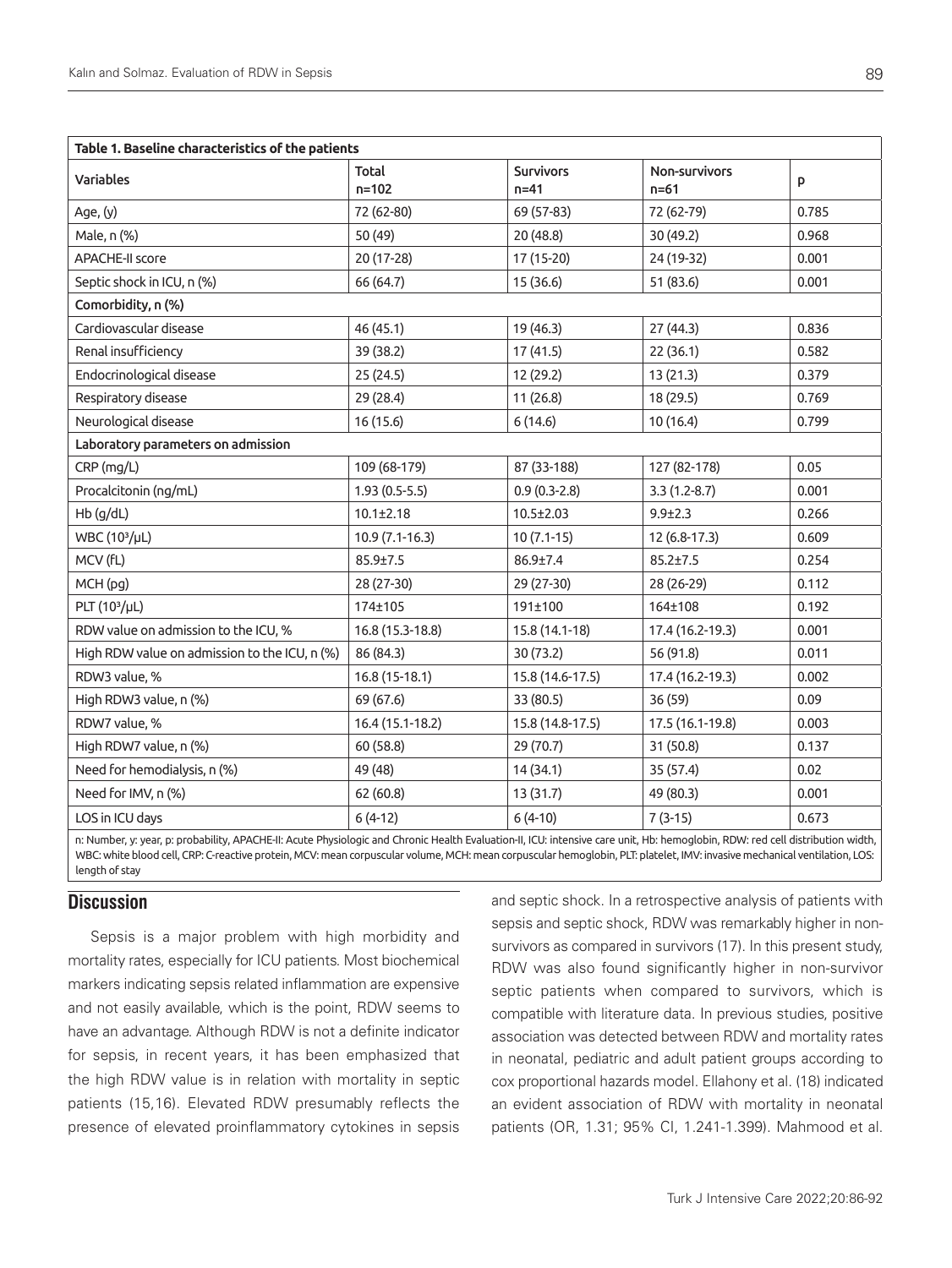| **Table 1. Baseline characteristics of the patients** | | | | |
|---|---|---|---|---|
| Variables | Total<br>n=102 | Survivors<br>n=41 | Non-survivors<br>n=61 | p |
| Age, (y) | 72 (62-80) | 69 (57-83) | 72 (62-79) | 0.785 |
| Male, n (%) | 50 (49) | 20 (48.8) | 30 (49.2) | 0.968 |
| APACHE-II score | 20 (17-28) | 17 (15-20) | 24 (19-32) | 0.001 |
| Septic shock in ICU, n (%) | 66 (64.7) | 15 (36.6) | 51 (83.6) | 0.001 |
| **Comorbidity, n (%)** | | | | |
| Cardiovascular disease | 46 (45.1) | 19 (46.3) | 27 (44.3) | 0.836 |
| Renal insufficiency | 39 (38.2) | 17 (41.5) | 22 (36.1) | 0.582 |
| Endocrinological disease | 25 (24.5) | 12 (29.2) | 13 (21.3) | 0.379 |
| Respiratory disease | 29 (28.4) | 11 (26.8) | 18 (29.5) | 0.769 |
| Neurological disease | 16 (15.6) | 6 (14.6) | 10 (16.4) | 0.799 |
| **Laboratory parameters on admission** | | | | |
| CRP (mg/L) | 109 (68-179) | 87 (33-188) | 127 (82-178) | 0.05 |
| Procalcitonin (ng/mL) | 1.93 (0.5-5.5) | 0.9 (0.3-2.8) | 3.3 (1.2-8.7) | 0.001 |
| Hb (g/dL) | 10.1±2.18 | 10.5±2.03 | 9.9±2.3 | 0.266 |
| WBC ($10^3$/μL) | 10.9 (7.1-16.3) | 10 (7.1-15) | 12 (6.8-17.3) | 0.609 |
| MCV (fL) | 85.9±7.5 | 86.9±7.4 | 85.2±7.5 | 0.254 |
| MCH (pg) | 28 (27-30) | 29 (27-30) | 28 (26-29) | 0.112 |
| PLT ($10^3$/μL) | 174±105 | 191±100 | 164±108 | 0.192 |
| RDW value on admission to the ICU, % | 16.8 (15.3-18.8) | 15.8 (14.1-18) | 17.4 (16.2-19.3) | 0.001 |
| High RDW value on admission to the ICU, n (%) | 86 (84.3) | 30 (73.2) | 56 (91.8) | 0.011 |
| RDW3 value, % | 16.8 (15-18.1) | 15.8 (14.6-17.5) | 17.4 (16.2-19.3) | 0.002 |
| High RDW3 value, n (%) | 69 (67.6) | 33 (80.5) | 36 (59) | 0.09 |
| RDW7 value, % | 16.4 (15.1-18.2) | 15.8 (14.8-17.5) | 17.5 (16.1-19.8) | 0.003 |
| High RDW7 value, n (%) | 60 (58.8) | 29 (70.7) | 31 (50.8) | 0.137 |
| Need for hemodialysis, n (%) | 49 (48) | 14 (34.1) | 35 (57.4) | 0.02 |
| Need for IMV, n (%) | 62 (60.8) | 13 (31.7) | 49 (80.3) | 0.001 |
| LOS in ICU days | 6 (4-12) | 6 (4-10) | 7 (3-15) | 0.673 |

n: Number, y: year, p: probability, APACHE-II: Acute Physiologic and Chronic Health Evaluation-II, ICU: intensive care unit, Hb: hemoglobin, RDW: red cell distribution width, WBC: white blood cell, CRP: C-reactive protein, MCV: mean corpuscular volume, MCH: mean corpuscular hemoglobin, PLT: platelet, IMV: invasive mechanical ventilation, LOS: length of stay

## Discussion

Sepsis is a major problem with high morbidity and mortality rates, especially for ICU patients. Most biochemical markers indicating sepsis related inflammation are expensive and not easily available, which is the point, RDW seems to have an advantage. Although RDW is not a definite indicator for sepsis, in recent years, it has been emphasized that the high RDW value is in relation with mortality in septic patients (15,16). Elevated RDW presumably reflects the presence of elevated proinflammatory cytokines in sepsis and septic shock. In a retrospective analysis of patients with sepsis and septic shock, RDW was remarkably higher in non-survivors as compared in survivors (17). In this present study, RDW was also found significantly higher in non-survivor septic patients when compared to survivors, which is compatible with literature data. In previous studies, positive association was detected between RDW and mortality rates in neonatal, pediatric and adult patient groups according to cox proportional hazards model. Ellahony et al. (18) indicated an evident association of RDW with mortality in neonatal patients (OR, 1.31; 95% CI, 1.241-1.399). Mahmood et al.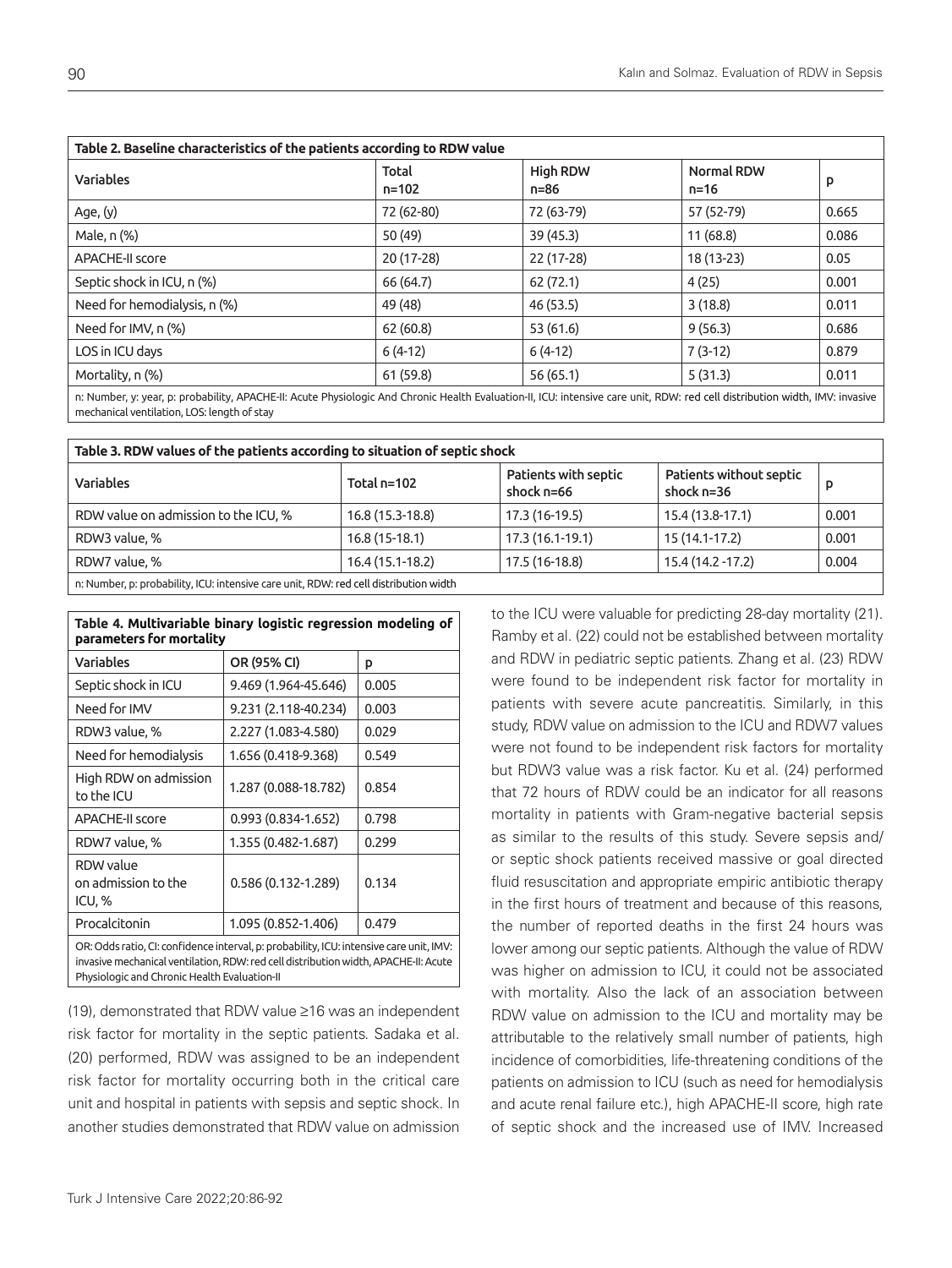**Table 2. Baseline characteristics of the patients according to RDW value**

| Variables | Total n=102 | High RDW n=86 | Normal RDW n=16 | p |
|---|---|---|---|---|
| Age, (y) | 72 (62-80) | 72 (63-79) | 57 (52-79) | 0.665 |
| Male, n (%) | 50 (49) | 39 (45.3) | 11 (68.8) | 0.086 |
| APACHE-II score | 20 (17-28) | 22 (17-28) | 18 (13-23) | 0.05 |
| Septic shock in ICU, n (%) | 66 (64.7) | 62 (72.1) | 4 (25) | 0.001 |
| Need for hemodialysis, n (%) | 49 (48) | 46 (53.5) | 3 (18.8) | 0.011 |
| Need for IMV, n (%) | 62 (60.8) | 53 (61.6) | 9 (56.3) | 0.686 |
| LOS in ICU days | 6 (4-12) | 6 (4-12) | 7 (3-12) | 0.879 |
| Mortality, n (%) | 61 (59.8) | 56 (65.1) | 5 (31.3) | 0.011 |

n: Number, y: year, p: probability, APACHE-II: Acute Physiologic And Chronic Health Evaluation-II, ICU: intensive care unit, RDW: red cell distribution width, IMV: invasive mechanical ventilation, LOS: length of stay

**Table 3. RDW values of the patients according to situation of septic shock**

| Variables | Total n=102 | Patients with septic shock n=66 | Patients without septic shock n=36 | p |
|---|---|---|---|---|
| RDW value on admission to the ICU, % | 16.8 (15.3-18.8) | 17.3 (16-19.5) | 15.4 (13.8-17.1) | 0.001 |
| RDW3 value, % | 16.8 (15-18.1) | 17.3 (16.1-19.1) | 15 (14.1-17.2) | 0.001 |
| RDW7 value, % | 16.4 (15.1-18.2) | 17.5 (16-18.8) | 15.4 (14.2 -17.2) | 0.004 |

n: Number, p: probability, ICU: intensive care unit, RDW: red cell distribution width

**Table 4. Multivariable binary logistic regression modeling of parameters for mortality**

| Variables | OR (95% CI) | p |
|---|---|---|
| Septic shock in ICU | 9.469 (1.964-45.646) | 0.005 |
| Need for IMV | 9.231 (2.118-40.234) | 0.003 |
| RDW3 value, % | 2.227 (1.083-4.580) | 0.029 |
| Need for hemodialysis | 1.656 (0.418-9.368) | 0.549 |
| High RDW on admission to the ICU | 1.287 (0.088-18.782) | 0.854 |
| APACHE-II score | 0.993 (0.834-1.652) | 0.798 |
| RDW7 value, % | 1.355 (0.482-1.687) | 0.299 |
| RDW value on admission to the ICU, % | 0.586 (0.132-1.289) | 0.134 |
| Procalcitonin | 1.095 (0.852-1.406) | 0.479 |

OR: Odds ratio, CI: confidence interval, p: probability, ICU: intensive care unit, IMV: invasive mechanical ventilation, RDW: red cell distribution width, APACHE-II: Acute Physiologic and Chronic Health Evaluation-II

(19), demonstrated that RDW value ≥16 was an independent risk factor for mortality in the septic patients. Sadaka et al. (20) performed, RDW was assigned to be an independent risk factor for mortality occurring both in the critical care unit and hospital in patients with sepsis and septic shock. In another studies demonstrated that RDW value on admission to the ICU were valuable for predicting 28-day mortality (21). Ramby et al. (22) could not be established between mortality and RDW in pediatric septic patients. Zhang et al. (23) RDW were found to be independent risk factor for mortality in patients with severe acute pancreatitis. Similarly, in this study, RDW value on admission to the ICU and RDW7 values were not found to be independent risk factors for mortality but RDW3 value was a risk factor. Ku et al. (24) performed that 72 hours of RDW could be an indicator for all reasons mortality in patients with Gram-negative bacterial sepsis as similar to the results of this study. Severe sepsis and/or septic shock patients received massive or goal directed fluid resuscitation and appropriate empiric antibiotic therapy in the first hours of treatment and because of this reasons, the number of reported deaths in the first 24 hours was lower among our septic patients. Although the value of RDW was higher on admission to ICU, it could not be associated with mortality. Also the lack of an association between RDW value on admission to the ICU and mortality may be attributable to the relatively small number of patients, high incidence of comorbidities, life-threatening conditions of the patients on admission to ICU (such as need for hemodialysis and acute renal failure etc.), high APACHE-II score, high rate of septic shock and the increased use of IMV. Increased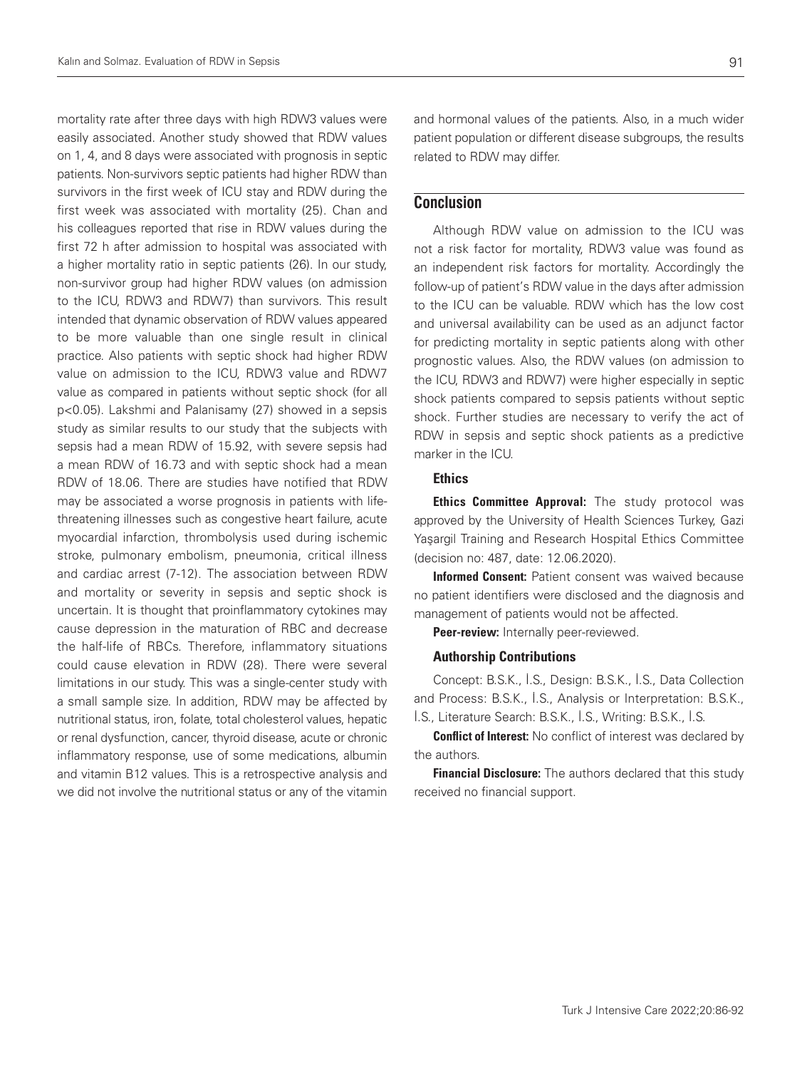mortality rate after three days with high RDW3 values were easily associated. Another study showed that RDW values on 1, 4, and 8 days were associated with prognosis in septic patients. Non-survivors septic patients had higher RDW than survivors in the first week of ICU stay and RDW during the first week was associated with mortality (25). Chan and his colleagues reported that rise in RDW values during the first 72 h after admission to hospital was associated with a higher mortality ratio in septic patients (26). In our study, non-survivor group had higher RDW values (on admission to the ICU, RDW3 and RDW7) than survivors. This result intended that dynamic observation of RDW values appeared to be more valuable than one single result in clinical practice. Also patients with septic shock had higher RDW value on admission to the ICU, RDW3 value and RDW7 value as compared in patients without septic shock (for all $p<0.05$). Lakshmi and Palanisamy (27) showed in a sepsis study as similar results to our study that the subjects with sepsis had a mean RDW of 15.92, with severe sepsis had a mean RDW of 16.73 and with septic shock had a mean RDW of 18.06. There are studies have notified that RDW may be associated a worse prognosis in patients with life-threatening illnesses such as congestive heart failure, acute myocardial infarction, thrombolysis used during ischemic stroke, pulmonary embolism, pneumonia, critical illness and cardiac arrest (7-12). The association between RDW and mortality or severity in sepsis and septic shock is uncertain. It is thought that proinflammatory cytokines may cause depression in the maturation of RBC and decrease the half-life of RBCs. Therefore, inflammatory situations could cause elevation in RDW (28). There were several limitations in our study. This was a single-center study with a small sample size. In addition, RDW may be affected by nutritional status, iron, folate, total cholesterol values, hepatic or renal dysfunction, cancer, thyroid disease, acute or chronic inflammatory response, use of some medications, albumin and vitamin B12 values. This is a retrospective analysis and we did not involve the nutritional status or any of the vitamin and hormonal values of the patients. Also, in a much wider patient population or different disease subgroups, the results related to RDW may differ.

## Conclusion

Although RDW value on admission to the ICU was not a risk factor for mortality, RDW3 value was found as an independent risk factors for mortality. Accordingly the follow-up of patient's RDW value in the days after admission to the ICU can be valuable. RDW which has the low cost and universal availability can be used as an adjunct factor for predicting mortality in septic patients along with other prognostic values. Also, the RDW values (on admission to the ICU, RDW3 and RDW7) were higher especially in septic shock patients compared to sepsis patients without septic shock. Further studies are necessary to verify the act of RDW in sepsis and septic shock patients as a predictive marker in the ICU.

### Ethics

**Ethics Committee Approval:** The study protocol was approved by the University of Health Sciences Turkey, Gazi Yaşargil Training and Research Hospital Ethics Committee (decision no: 487, date: 12.06.2020).

**Informed Consent:** Patient consent was waived because no patient identifiers were disclosed and the diagnosis and management of patients would not be affected.

**Peer-review:** Internally peer-reviewed.

### Authorship Contributions

Concept: B.S.K., İ.S., Design: B.S.K., İ.S., Data Collection and Process: B.S.K., İ.S., Analysis or Interpretation: B.S.K., İ.S., Literature Search: B.S.K., İ.S., Writing: B.S.K., İ.S.

**Conflict of Interest:** No conflict of interest was declared by the authors.

**Financial Disclosure:** The authors declared that this study received no financial support.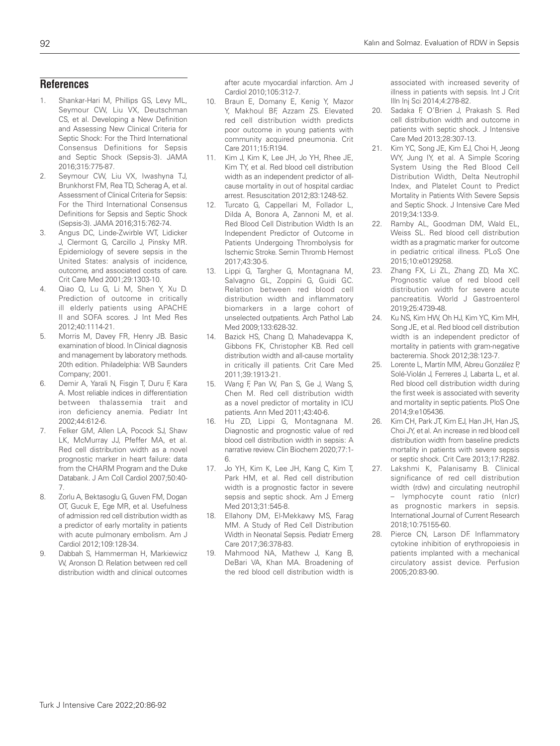## References

1. Shankar-Hari M, Phillips GS, Levy ML, Seymour CW, Liu VX, Deutschman CS, et al. Developing a New Definition and Assessing New Clinical Criteria for Septic Shock: For the Third International Consensus Definitions for Sepsis and Septic Shock (Sepsis-3). JAMA 2016;315:775-87.
2. Seymour CW, Liu VX, Iwashyna TJ, Brunkhorst FM, Rea TD, Scherag A, et al. Assessment of Clinical Criteria for Sepsis: For the Third International Consensus Definitions for Sepsis and Septic Shock (Sepsis-3). JAMA 2016;315:762-74.
3. Angus DC, Linde-Zwirble WT, Lidicker J, Clermont G, Carcillo J, Pinsky MR. Epidemiology of severe sepsis in the United States: analysis of incidence, outcome, and associated costs of care. Crit Care Med 2001;29:1303-10.
4. Qiao Q, Lu G, Li M, Shen Y, Xu D. Prediction of outcome in critically ill elderly patients using APACHE II and SOFA scores. J Int Med Res 2012;40:1114-21.
5. Morris M, Davey FR, Henry JB. Basic examination of blood. In Clinical diagnosis and management by laboratory methods. 20th edition. Philadelphia: WB Saunders Company; 2001.
6. Demir A, Yarali N, Fisgin T, Duru F, Kara A. Most reliable indices in differentiation between thalassemia trait and iron deficiency anemia. Pediatr Int 2002;44:612-6.
7. Felker GM, Allen LA, Pocock SJ, Shaw LK, McMurray JJ, Pfeffer MA, et al. Red cell distribution width as a novel prognostic marker in heart failure: data from the CHARM Program and the Duke Databank. J Am Coll Cardiol 2007;50:40-7.
8. Zorlu A, Bektasoglu G, Guven FM, Dogan OT, Gucuk E, Ege MR, et al. Usefulness of admission red cell distribution width as a predictor of early mortality in patients with acute pulmonary embolism. Am J Cardiol 2012;109:128-34.
9. Dabbah S, Hammerman H, Markiewicz W, Aronson D. Relation between red cell distribution width and clinical outcomes after acute myocardial infarction. Am J Cardiol 2010;105:312-7.
10. Braun E, Domany E, Kenig Y, Mazor Y, Makhoul BF, Azzam ZS. Elevated red cell distribution width predicts poor outcome in young patients with community acquired pneumonia. Crit Care 2011;15:R194.
11. Kim J, Kim K, Lee JH, Jo YH, Rhee JE, Kim TY, et al. Red blood cell distribution width as an independent predictor of all-cause mortality in out of hospital cardiac arrest. Resuscitation 2012;83:1248-52.
12. Turcato G, Cappellari M, Follador L, Dilda A, Bonora A, Zannoni M, et al. Red Blood Cell Distribution Width Is an Independent Predictor of Outcome in Patients Undergoing Thrombolysis for Ischemic Stroke. Semin Thromb Hemost 2017;43:30-5.
13. Lippi G, Targher G, Montagnana M, Salvagno GL, Zoppini G, Guidi GC. Relation between red blood cell distribution width and inflammatory biomarkers in a large cohort of unselected outpatients. Arch Pathol Lab Med 2009;133:628-32.
14. Bazick HS, Chang D, Mahadevappa K, Gibbons FK, Christopher KB. Red cell distribution width and all-cause mortality in critically ill patients. Crit Care Med 2011;39:1913-21.
15. Wang F, Pan W, Pan S, Ge J, Wang S, Chen M. Red cell distribution width as a novel predictor of mortality in ICU patients. Ann Med 2011;43:40-6.
16. Hu ZD, Lippi G, Montagnana M. Diagnostic and prognostic value of red blood cell distribution width in sepsis: A narrative review. Clin Biochem 2020;77:1-6.
17. Jo YH, Kim K, Lee JH, Kang C, Kim T, Park HM, et al. Red cell distribution width is a prognostic factor in severe sepsis and septic shock. Am J Emerg Med 2013;31:545-8.
18. Ellahony DM, El-Mekkawy MS, Farag MM. A Study of Red Cell Distribution Width in Neonatal Sepsis. Pediatr Emerg Care 2017;36:378-83.
19. Mahmood NA, Mathew J, Kang B, DeBari VA, Khan MA. Broadening of the red blood cell distribution width is associated with increased severity of illness in patients with sepsis. Int J Crit Illn Inj Sci 2014;4:278-82.
20. Sadaka F, O'Brien J, Prakash S. Red cell distribution width and outcome in patients with septic shock. J Intensive Care Med 2013;28:307-13.
21. Kim YC, Song JE, Kim EJ, Choi H, Jeong WY, Jung IY, et al. A Simple Scoring System Using the Red Blood Cell Distribution Width, Delta Neutrophil Index, and Platelet Count to Predict Mortality in Patients With Severe Sepsis and Septic Shock. J Intensive Care Med 2019;34:133-9.
22. Ramby AL, Goodman DM, Wald EL, Weiss SL. Red blood cell distribution width as a pragmatic marker for outcome in pediatric critical illness. PLoS One 2015;10:e0129258.
23. Zhang FX, Li ZL, Zhang ZD, Ma XC. Prognostic value of red blood cell distribution width for severe acute pancreatitis. World J Gastroenterol 2019;25:4739-48.
24. Ku NS, Kim HW, Oh HJ, Kim YC, Kim MH, Song JE, et al. Red blood cell distribution width is an independent predictor of mortality in patients with gram-negative bacteremia. Shock 2012;38:123-7.
25. Lorente L, Martín MM, Abreu González P, Solé-Violán J, Ferreres J, Labarta L, et al. Red blood cell distribution width during the first week is associated with severity and mortality in septic patients. PloS One 2014;9:e105436.
26. Kim CH, Park JT, Kim EJ, Han JH, Han JS, Choi JY, et al. An increase in red blood cell distribution width from baseline predicts mortality in patients with severe sepsis or septic shock. Crit Care 2013;17:R282.
27. Lakshmi K, Palanisamy B. Clinical significance of red cell distribution width (rdw) and circulating neutrophil – lymphocyte count ratio (nlcr) as prognostic markers in sepsis. International Journal of Current Research 2018;10:75155-60.
28. Pierce CN, Larson DF. Inflammatory cytokine inhibition of erythropoiesis in patients implanted with a mechanical circulatory assist device. Perfusion 2005;20:83-90.